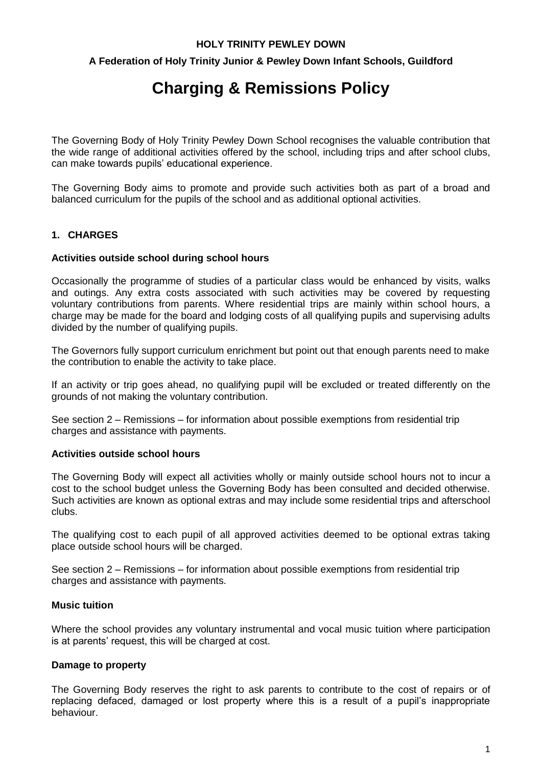**HOLY TRINITY PEWLEY DOWN**

**A Federation of Holy Trinity Junior & Pewley Down Infant Schools, Guildford**

# Charging & Remissions Policy

The Governing Body of Holy Trinity Pewley Down School recognises the valuable contribution that the wide range of additional activities offered by the school, including trips and after school clubs, can make towards pupils' educational experience.

The Governing Body aims to promote and provide such activities both as part of a broad and balanced curriculum for the pupils of the school and as additional optional activities.

## 1. CHARGES

### Activities outside school during school hours

Occasionally the programme of studies of a particular class would be enhanced by visits, walks and outings. Any extra costs associated with such activities may be covered by requesting voluntary contributions from parents. Where residential trips are mainly within school hours, a charge may be made for the board and lodging costs of all qualifying pupils and supervising adults divided by the number of qualifying pupils.

The Governors fully support curriculum enrichment but point out that enough parents need to make the contribution to enable the activity to take place.

If an activity or trip goes ahead, no qualifying pupil will be excluded or treated differently on the grounds of not making the voluntary contribution.

See section 2 – Remissions – for information about possible exemptions from residential trip charges and assistance with payments.

### Activities outside school hours

The Governing Body will expect all activities wholly or mainly outside school hours not to incur a cost to the school budget unless the Governing Body has been consulted and decided otherwise. Such activities are known as optional extras and may include some residential trips and afterschool clubs.

The qualifying cost to each pupil of all approved activities deemed to be optional extras taking place outside school hours will be charged.

See section 2 – Remissions – for information about possible exemptions from residential trip charges and assistance with payments.

### Music tuition

Where the school provides any voluntary instrumental and vocal music tuition where participation is at parents' request, this will be charged at cost.

### Damage to property

The Governing Body reserves the right to ask parents to contribute to the cost of repairs or of replacing defaced, damaged or lost property where this is a result of a pupil's inappropriate behaviour.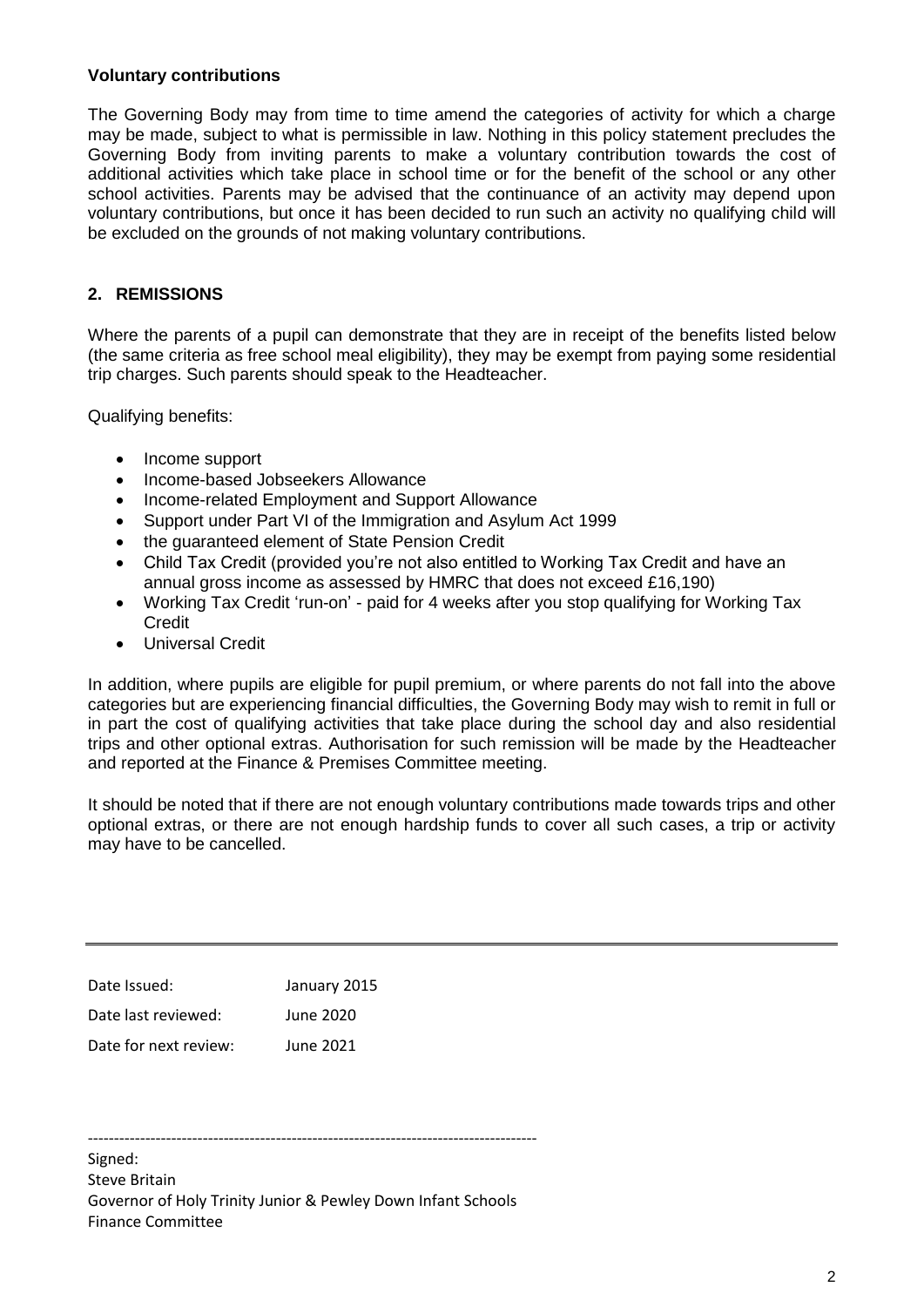**Voluntary contributions**

The Governing Body may from time to time amend the categories of activity for which a charge may be made, subject to what is permissible in law. Nothing in this policy statement precludes the Governing Body from inviting parents to make a voluntary contribution towards the cost of additional activities which take place in school time or for the benefit of the school or any other school activities. Parents may be advised that the continuance of an activity may depend upon voluntary contributions, but once it has been decided to run such an activity no qualifying child will be excluded on the grounds of not making voluntary contributions.

## 2. REMISSIONS

Where the parents of a pupil can demonstrate that they are in receipt of the benefits listed below (the same criteria as free school meal eligibility), they may be exempt from paying some residential trip charges. Such parents should speak to the Headteacher.

Qualifying benefits:

- Income support
- Income-based Jobseekers Allowance
- Income-related Employment and Support Allowance
- Support under Part VI of the Immigration and Asylum Act 1999
- the guaranteed element of State Pension Credit
- Child Tax Credit (provided you're not also entitled to Working Tax Credit and have an annual gross income as assessed by HMRC that does not exceed £16,190)
- Working Tax Credit 'run-on' - paid for 4 weeks after you stop qualifying for Working Tax Credit
- Universal Credit

In addition, where pupils are eligible for pupil premium, or where parents do not fall into the above categories but are experiencing financial difficulties, the Governing Body may wish to remit in full or in part the cost of qualifying activities that take place during the school day and also residential trips and other optional extras. Authorisation for such remission will be made by the Headteacher and reported at the Finance & Premises Committee meeting.

It should be noted that if there are not enough voluntary contributions made towards trips and other optional extras, or there are not enough hardship funds to cover all such cases, a trip or activity may have to be cancelled.

---

| | |
|---|---|
| Date Issued: | January 2015 |
| Date last reviewed: | June 2020 |
| Date for next review: | June 2021 |

-------------------------------------------------------------------------------------

Signed:
Steve Britain
Governor of Holy Trinity Junior & Pewley Down Infant Schools
Finance Committee